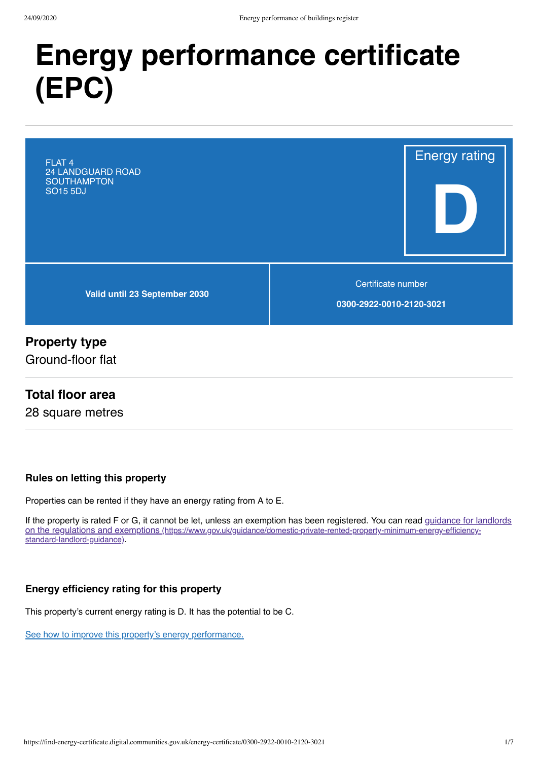# Energy performance certificate (EPC)

FLAT 4
24 LANDGUARD ROAD
SOUTHAMPTON
SO15 5DJ

Energy rating

**D**

**Valid until 23 September 2030**

Certificate number

**0300-2922-0010-2120-3021**

## Property type

Ground-floor flat

## Total floor area

28 square metres

### Rules on letting this property

Properties can be rented if they have an energy rating from A to E.

If the property is rated F or G, it cannot be let, unless an exemption has been registered. You can read guidance for landlords on the regulations and exemptions (https://www.gov.uk/guidance/domestic-private-rented-property-minimum-energy-efficiency-standard-landlord-guidance).

### Energy efficiency rating for this property

This property's current energy rating is D. It has the potential to be C.

See how to improve this property's energy performance.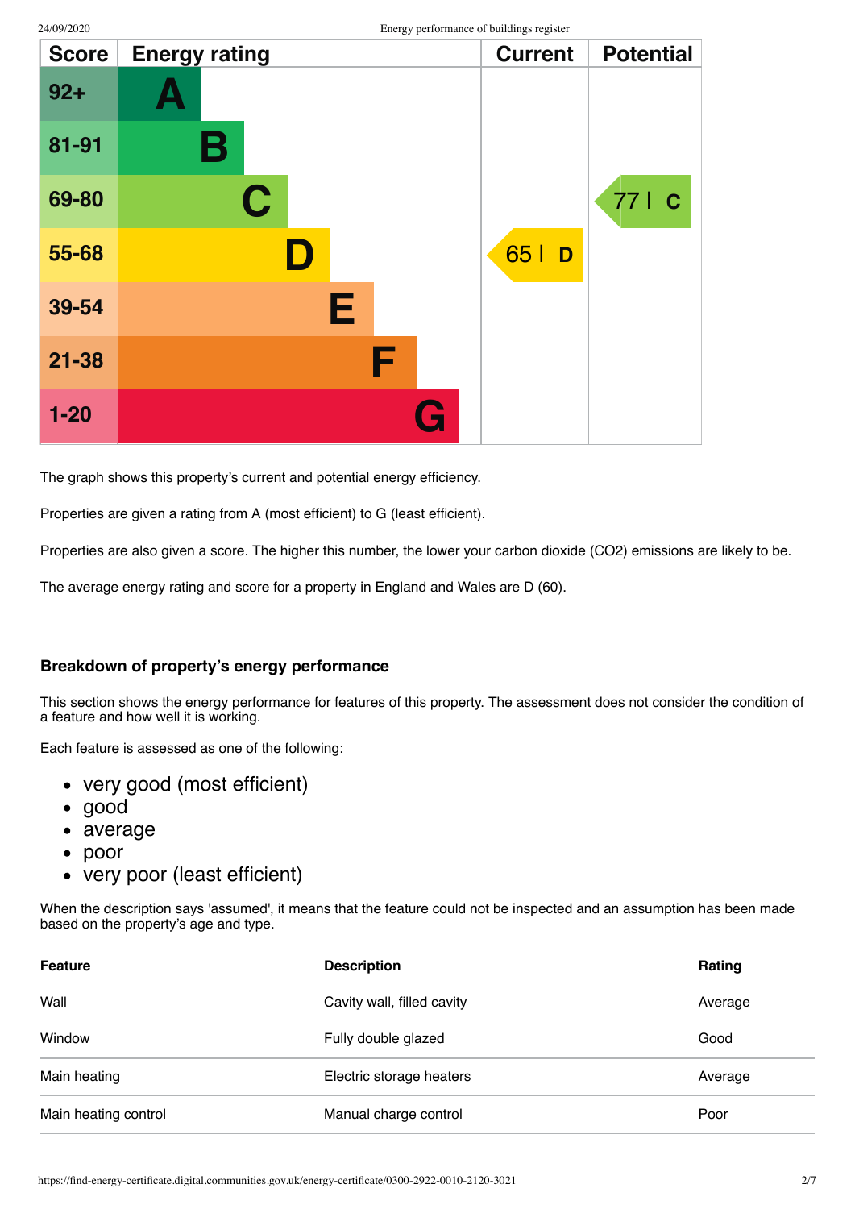| Score | Energy rating | Current | Potential |
|---|---|---|---|
| 92+ | A | | |
| 81-91 | B | | |
| 69-80 | C | | 77 C |
| 55-68 | D | 65 D | |
| 39-54 | E | | |
| 21-38 | F | | |
| 1-20 | G | | |

The graph shows this property's current and potential energy efficiency.

Properties are given a rating from A (most efficient) to G (least efficient).

Properties are also given a score. The higher this number, the lower your carbon dioxide ($CO_2$) emissions are likely to be.

The average energy rating and score for a property in England and Wales are D (60).

### Breakdown of property's energy performance

This section shows the energy performance for features of this property. The assessment does not consider the condition of a feature and how well it is working.

Each feature is assessed as one of the following:

- very good (most efficient)
- good
- average
- poor
- very poor (least efficient)

When the description says 'assumed', it means that the feature could not be inspected and an assumption has been made based on the property's age and type.

| Feature | Description | Rating |
|---|---|---|
| Wall | Cavity wall, filled cavity | Average |
| Window | Fully double glazed | Good |
| Main heating | Electric storage heaters | Average |
| Main heating control | Manual charge control | Poor |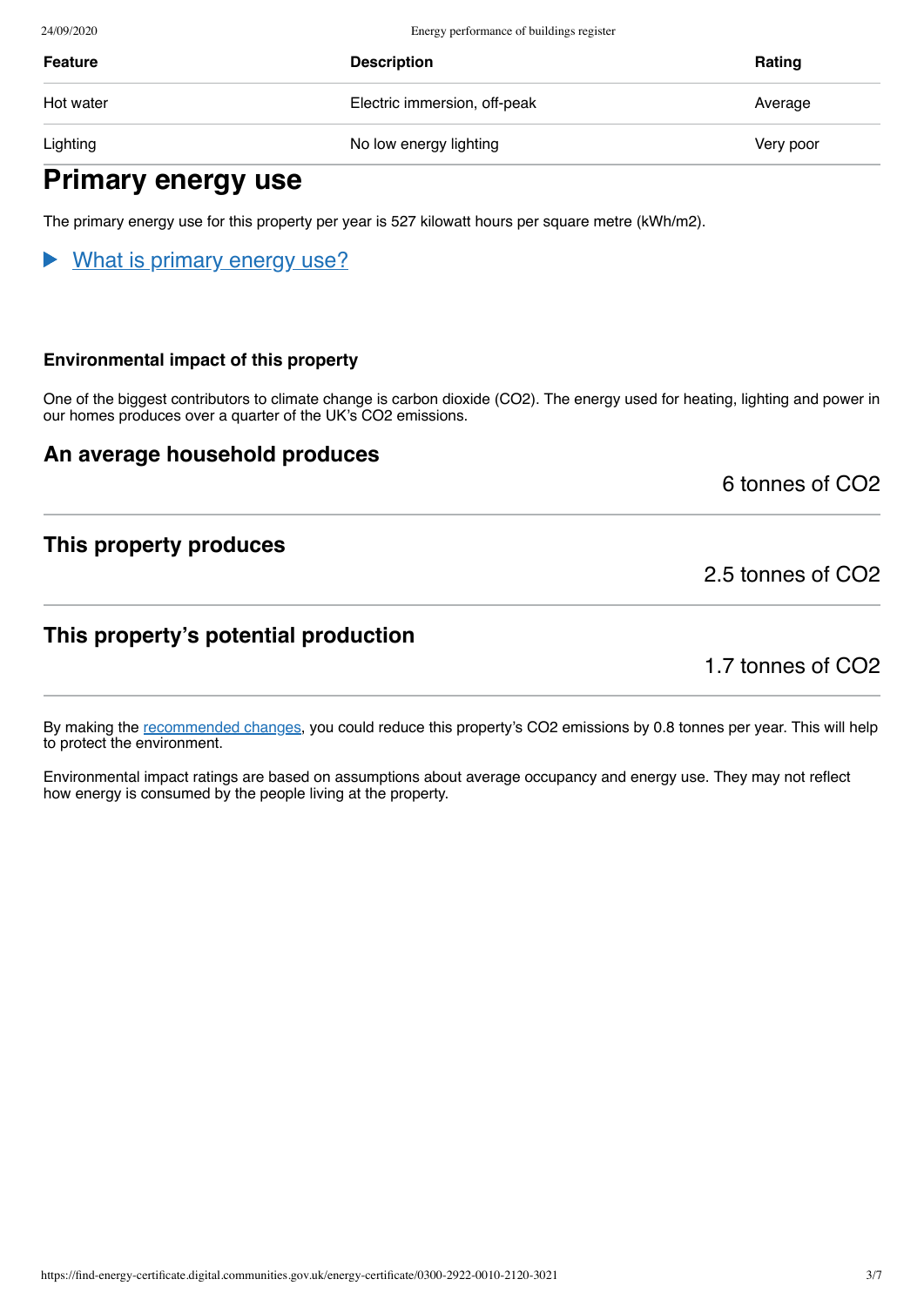| Feature | Description | Rating |
| --- | --- | --- |
| Hot water | Electric immersion, off-peak | Average |
| Lighting | No low energy lighting | Very poor |

## Primary energy use

The primary energy use for this property per year is 527 kilowatt hours per square metre (kWh/m2).

▶ What is primary energy use?

**Environmental impact of this property**

One of the biggest contributors to climate change is carbon dioxide ($CO_2$). The energy used for heating, lighting and power in our homes produces over a quarter of the UK's $CO_2$ emissions.

### An average household produces

6 tonnes of $CO_2$

### This property produces

2.5 tonnes of $CO_2$

### This property's potential production

1.7 tonnes of $CO_2$

By making the recommended changes, you could reduce this property's $CO_2$ emissions by 0.8 tonnes per year. This will help to protect the environment.

Environmental impact ratings are based on assumptions about average occupancy and energy use. They may not reflect how energy is consumed by the people living at the property.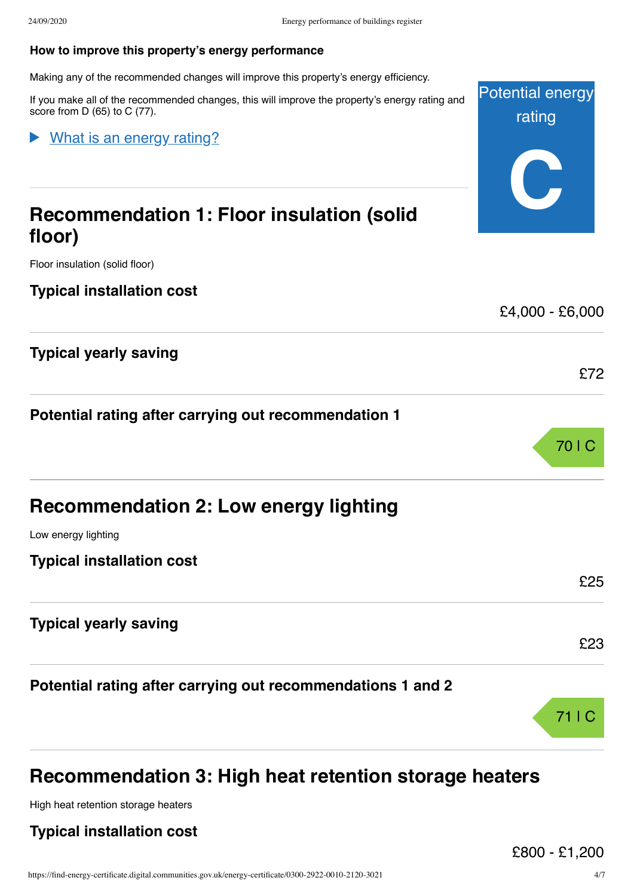### How to improve this property's energy performance

Making any of the recommended changes will improve this property's energy efficiency.

If you make all of the recommended changes, this will improve the property's energy rating and score from D (65) to C (77).

Potential energy rating

**C**

▶ What is an energy rating?

## Recommendation 1: Floor insulation (solid floor)

Floor insulation (solid floor)

### Typical installation cost

£4,000 - £6,000

### Typical yearly saving

£72

### Potential rating after carrying out recommendation 1

70 | C

## Recommendation 2: Low energy lighting

Low energy lighting

### Typical installation cost

£25

### Typical yearly saving

£23

### Potential rating after carrying out recommendations 1 and 2

71 | C

## Recommendation 3: High heat retention storage heaters

High heat retention storage heaters

### Typical installation cost

£800 - £1,200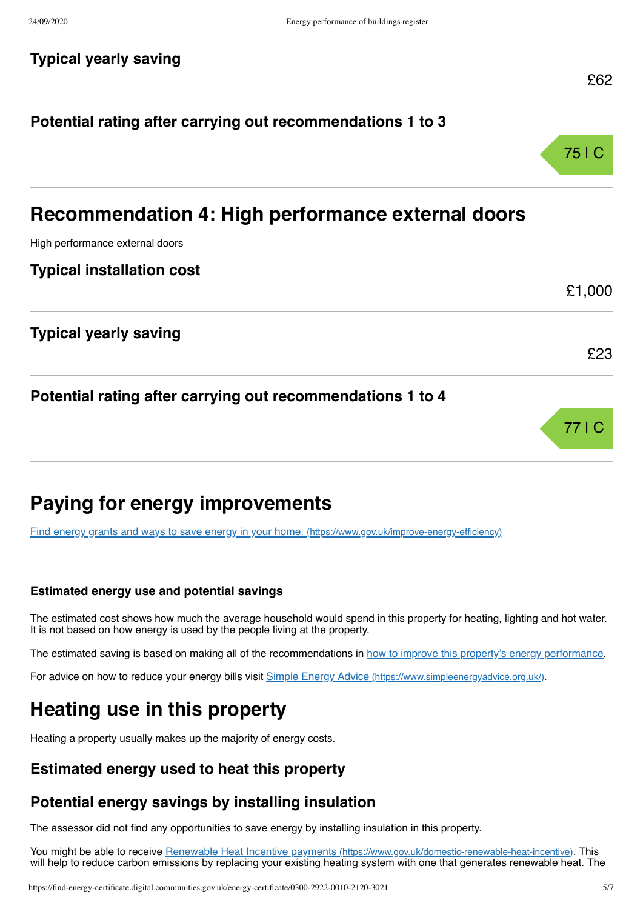### Typical yearly saving

£62

### Potential rating after carrying out recommendations 1 to 3

75 | C

## Recommendation 4: High performance external doors

High performance external doors

### Typical installation cost

£1,000

### Typical yearly saving

£23

### Potential rating after carrying out recommendations 1 to 4

77 | C

## Paying for energy improvements

[Find energy grants and ways to save energy in your home. (https://www.gov.uk/improve-energy-efficiency)](https://www.gov.uk/improve-energy-efficiency)

#### Estimated energy use and potential savings

The estimated cost shows how much the average household would spend in this property for heating, lighting and hot water. It is not based on how energy is used by the people living at the property.

The estimated saving is based on making all of the recommendations in how to improve this property's energy performance.

For advice on how to reduce your energy bills visit [Simple Energy Advice (https://www.simpleenergyadvice.org.uk/)](https://www.simpleenergyadvice.org.uk/).

## Heating use in this property

Heating a property usually makes up the majority of energy costs.

### Estimated energy used to heat this property

### Potential energy savings by installing insulation

The assessor did not find any opportunities to save energy by installing insulation in this property.

You might be able to receive [Renewable Heat Incentive payments (https://www.gov.uk/domestic-renewable-heat-incentive)](https://www.gov.uk/domestic-renewable-heat-incentive). This will help to reduce carbon emissions by replacing your existing heating system with one that generates renewable heat. The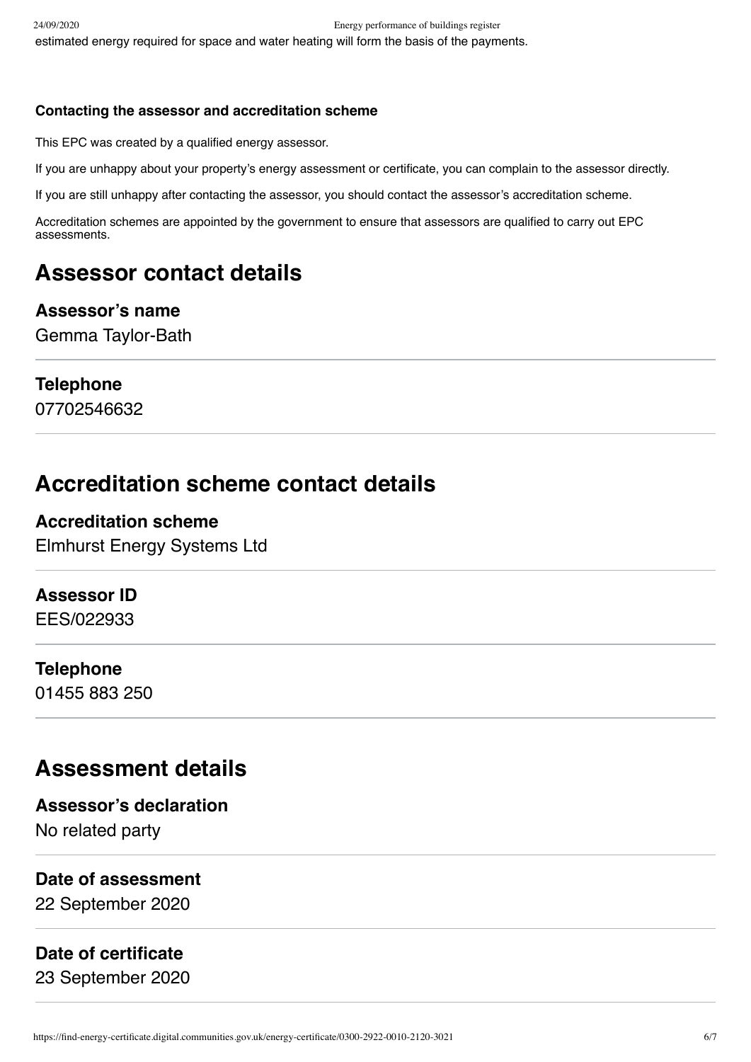estimated energy required for space and water heating will form the basis of the payments.

### Contacting the assessor and accreditation scheme

This EPC was created by a qualified energy assessor.

If you are unhappy about your property's energy assessment or certificate, you can complain to the assessor directly.

If you are still unhappy after contacting the assessor, you should contact the assessor's accreditation scheme.

Accreditation schemes are appointed by the government to ensure that assessors are qualified to carry out EPC assessments.

## Assessor contact details

### Assessor's name

Gemma Taylor-Bath

### Telephone

07702546632

## Accreditation scheme contact details

### Accreditation scheme

Elmhurst Energy Systems Ltd

### Assessor ID

EES/022933

### Telephone

01455 883 250

## Assessment details

### Assessor's declaration

No related party

### Date of assessment

22 September 2020

### Date of certificate

23 September 2020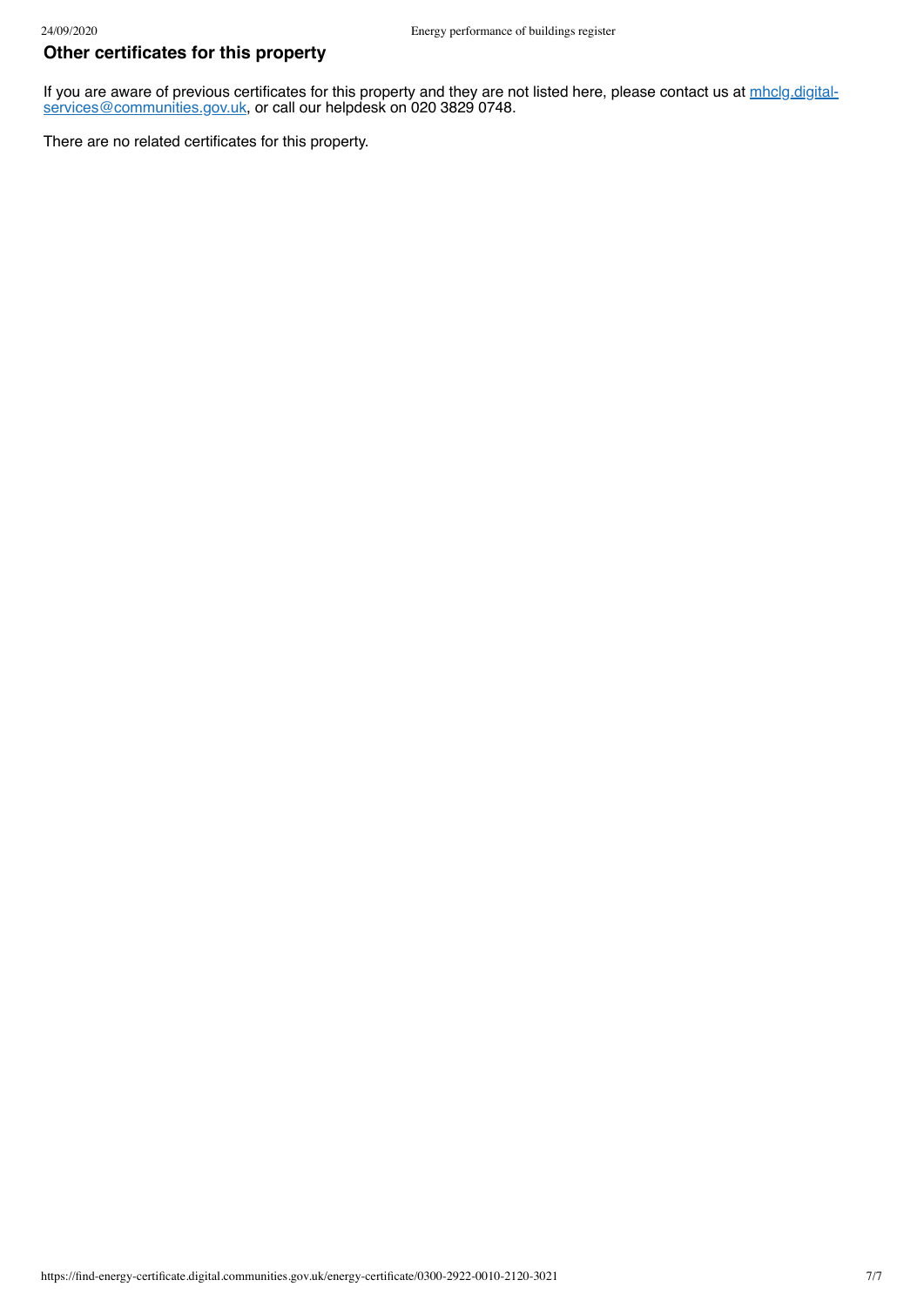## Other certificates for this property

If you are aware of previous certificates for this property and they are not listed here, please contact us at mhclg.digital-services@communities.gov.uk, or call our helpdesk on 020 3829 0748.

There are no related certificates for this property.